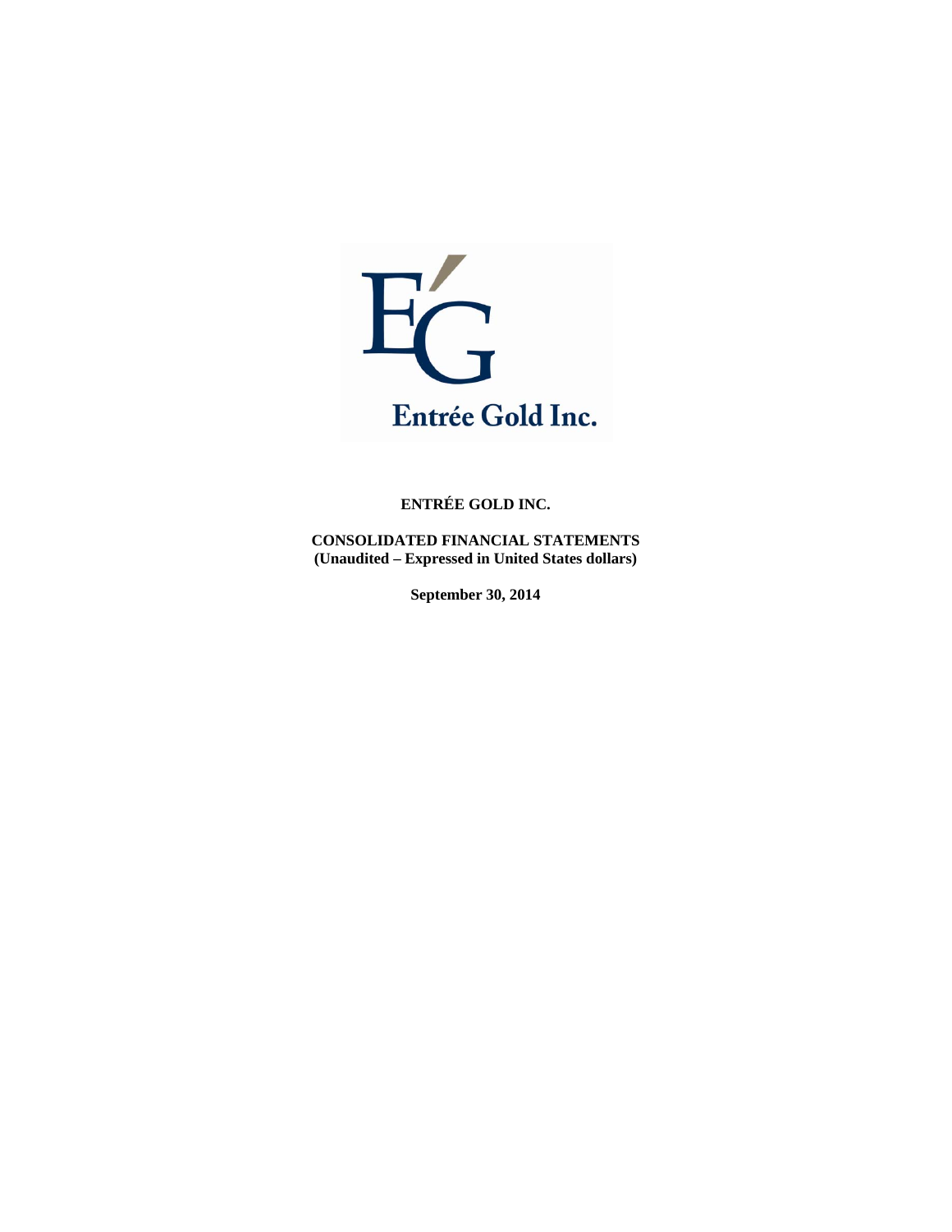Entrée Gold Inc.

**ENTRÉE GOLD INC.**

**CONSOLIDATED FINANCIAL STATEMENTS**
**(Unaudited – Expressed in United States dollars)**

**September 30, 2014**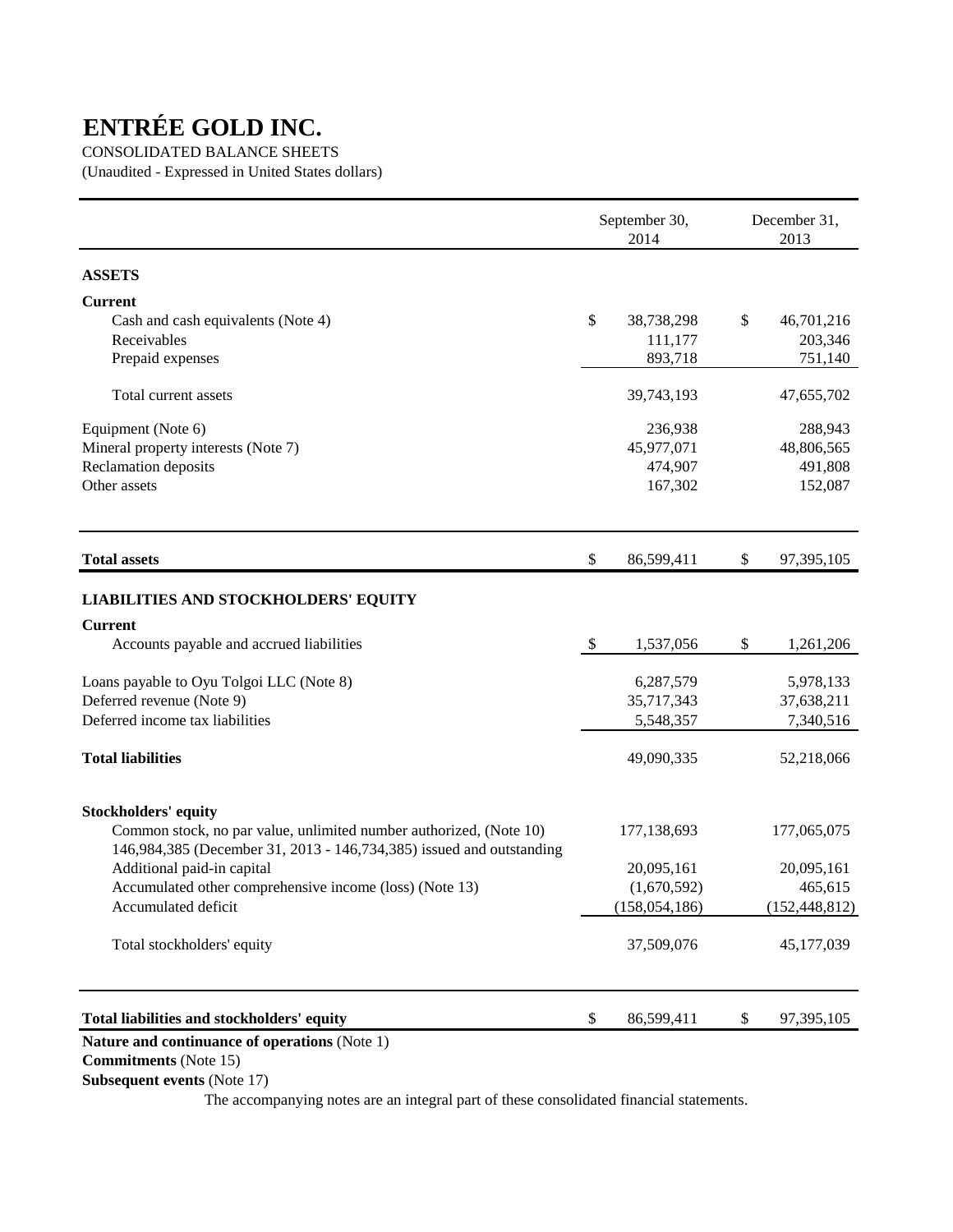# ENTRÉE GOLD INC.

CONSOLIDATED BALANCE SHEETS

(Unaudited - Expressed in United States dollars)

| | September 30, 2014 | December 31, 2013 |
|---|---|---|
| **ASSETS** | | |
| **Current** | | |
| Cash and cash equivalents (Note 4) | $ 38,738,298 | $ 46,701,216 |
| Receivables | 111,177 | 203,346 |
| Prepaid expenses | 893,718 | 751,140 |
| Total current assets | 39,743,193 | 47,655,702 |
| Equipment (Note 6) | 236,938 | 288,943 |
| Mineral property interests (Note 7) | 45,977,071 | 48,806,565 |
| Reclamation deposits | 474,907 | 491,808 |
| Other assets | 167,302 | 152,087 |
| **Total assets** | $ 86,599,411 | $ 97,395,105 |
| **LIABILITIES AND STOCKHOLDERS' EQUITY** | | |
| **Current** | | |
| Accounts payable and accrued liabilities | $ 1,537,056 | $ 1,261,206 |
| Loans payable to Oyu Tolgoi LLC (Note 8) | 6,287,579 | 5,978,133 |
| Deferred revenue (Note 9) | 35,717,343 | 37,638,211 |
| Deferred income tax liabilities | 5,548,357 | 7,340,516 |
| **Total liabilities** | 49,090,335 | 52,218,066 |
| **Stockholders' equity** | | |
| Common stock, no par value, unlimited number authorized, (Note 10) 146,984,385 (December 31, 2013 - 146,734,385) issued and outstanding | 177,138,693 | 177,065,075 |
| Additional paid-in capital | 20,095,161 | 20,095,161 |
| Accumulated other comprehensive income (loss) (Note 13) | (1,670,592) | 465,615 |
| Accumulated deficit | (158,054,186) | (152,448,812) |
| Total stockholders' equity | 37,509,076 | 45,177,039 |
| **Total liabilities and stockholders' equity** | $ 86,599,411 | $ 97,395,105 |

**Nature and continuance of operations** (Note 1)

**Commitments** (Note 15)

**Subsequent events** (Note 17)

The accompanying notes are an integral part of these consolidated financial statements.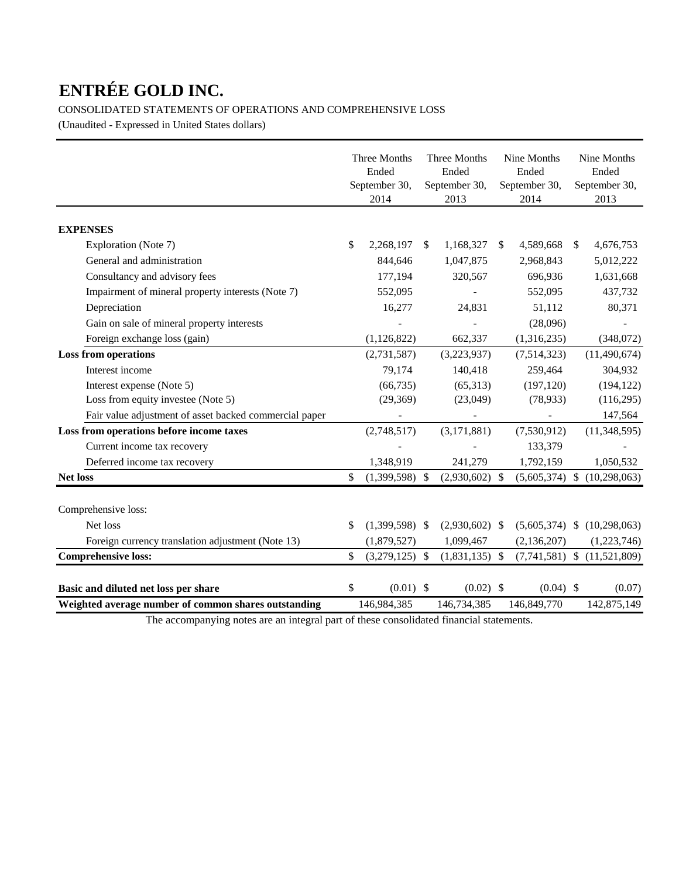# ENTRÉE GOLD INC.

CONSOLIDATED STATEMENTS OF OPERATIONS AND COMPREHENSIVE LOSS

(Unaudited - Expressed in United States dollars)

| | Three Months Ended September 30, 2014 | Three Months Ended September 30, 2013 | Nine Months Ended September 30, 2014 | Nine Months Ended September 30, 2013 |
|---|---|---|---|---|
| **EXPENSES** | | | | |
| Exploration (Note 7) | $ 2,268,197 | $ 1,168,327 | $ 4,589,668 | $ 4,676,753 |
| General and administration | 844,646 | 1,047,875 | 2,968,843 | 5,012,222 |
| Consultancy and advisory fees | 177,194 | 320,567 | 696,936 | 1,631,668 |
| Impairment of mineral property interests (Note 7) | 552,095 | - | 552,095 | 437,732 |
| Depreciation | 16,277 | 24,831 | 51,112 | 80,371 |
| Gain on sale of mineral property interests | - | - | (28,096) | - |
| Foreign exchange loss (gain) | (1,126,822) | 662,337 | (1,316,235) | (348,072) |
| **Loss from operations** | (2,731,587) | (3,223,937) | (7,514,323) | (11,490,674) |
| Interest income | 79,174 | 140,418 | 259,464 | 304,932 |
| Interest expense (Note 5) | (66,735) | (65,313) | (197,120) | (194,122) |
| Loss from equity investee (Note 5) | (29,369) | (23,049) | (78,933) | (116,295) |
| Fair value adjustment of asset backed commercial paper | - | - | - | 147,564 |
| **Loss from operations before income taxes** | (2,748,517) | (3,171,881) | (7,530,912) | (11,348,595) |
| Current income tax recovery | - | - | 133,379 | - |
| Deferred income tax recovery | 1,348,919 | 241,279 | 1,792,159 | 1,050,532 |
| **Net loss** | $ (1,399,598) | $ (2,930,602) | $ (5,605,374) | $ (10,298,063) |
| | | | | |
| Comprehensive loss: | | | | |
| Net loss | $ (1,399,598) | $ (2,930,602) | $ (5,605,374) | $ (10,298,063) |
| Foreign currency translation adjustment (Note 13) | (1,879,527) | 1,099,467 | (2,136,207) | (1,223,746) |
| **Comprehensive loss:** | $ (3,279,125) | $ (1,831,135) | $ (7,741,581) | $ (11,521,809) |
| | | | | |
| **Basic and diluted net loss per share** | $ (0.01) | $ (0.02) | $ (0.04) | $ (0.07) |
| **Weighted average number of common shares outstanding** | 146,984,385 | 146,734,385 | 146,849,770 | 142,875,149 |

The accompanying notes are an integral part of these consolidated financial statements.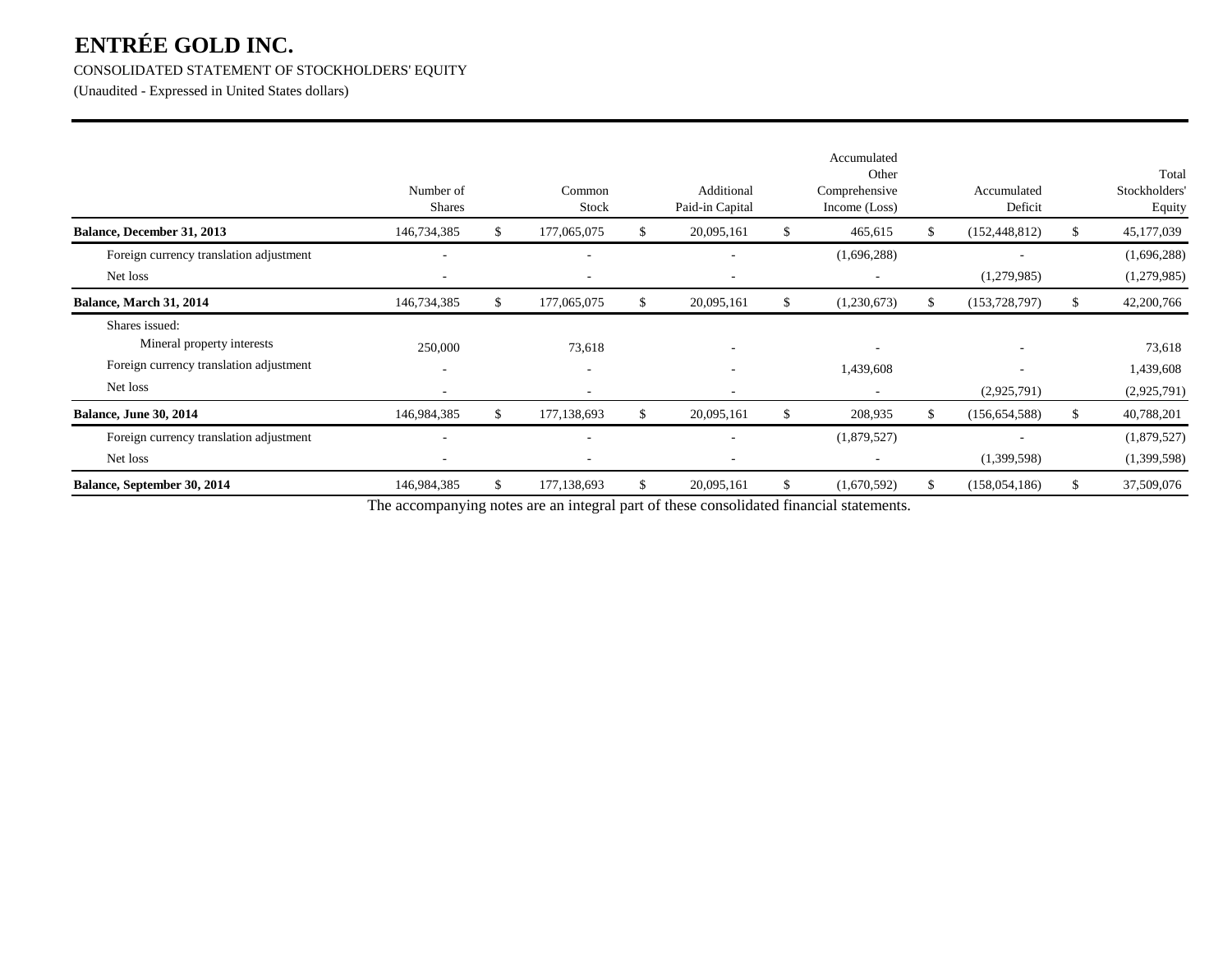# ENTRÉE GOLD INC.

CONSOLIDATED STATEMENT OF STOCKHOLDERS' EQUITY

(Unaudited - Expressed in United States dollars)

| | Number of Shares | Common Stock | Additional Paid-in Capital | Accumulated Other Comprehensive Income (Loss) | Accumulated Deficit | Total Stockholders' Equity |
|---|---|---|---|---|---|---|
| **Balance, December 31, 2013** | 146,734,385 | $ 177,065,075 | $ 20,095,161 | $ 465,615 | $ (152,448,812) | $ 45,177,039 |
| Foreign currency translation adjustment | - | - | - | (1,696,288) | - | (1,696,288) |
| Net loss | - | - | - | - | (1,279,985) | (1,279,985) |
| **Balance, March 31, 2014** | 146,734,385 | $ 177,065,075 | $ 20,095,161 | $ (1,230,673) | $ (153,728,797) | $ 42,200,766 |
| Shares issued: | | | | | | |
| Mineral property interests | 250,000 | 73,618 | - | - | - | 73,618 |
| Foreign currency translation adjustment | - | - | - | 1,439,608 | - | 1,439,608 |
| Net loss | - | - | - | - | (2,925,791) | (2,925,791) |
| **Balance, June 30, 2014** | 146,984,385 | $ 177,138,693 | $ 20,095,161 | $ 208,935 | $ (156,654,588) | $ 40,788,201 |
| Foreign currency translation adjustment | - | - | - | (1,879,527) | - | (1,879,527) |
| Net loss | - | - | - | - | (1,399,598) | (1,399,598) |
| **Balance, September 30, 2014** | 146,984,385 | $ 177,138,693 | $ 20,095,161 | $ (1,670,592) | $ (158,054,186) | $ 37,509,076 |

The accompanying notes are an integral part of these consolidated financial statements.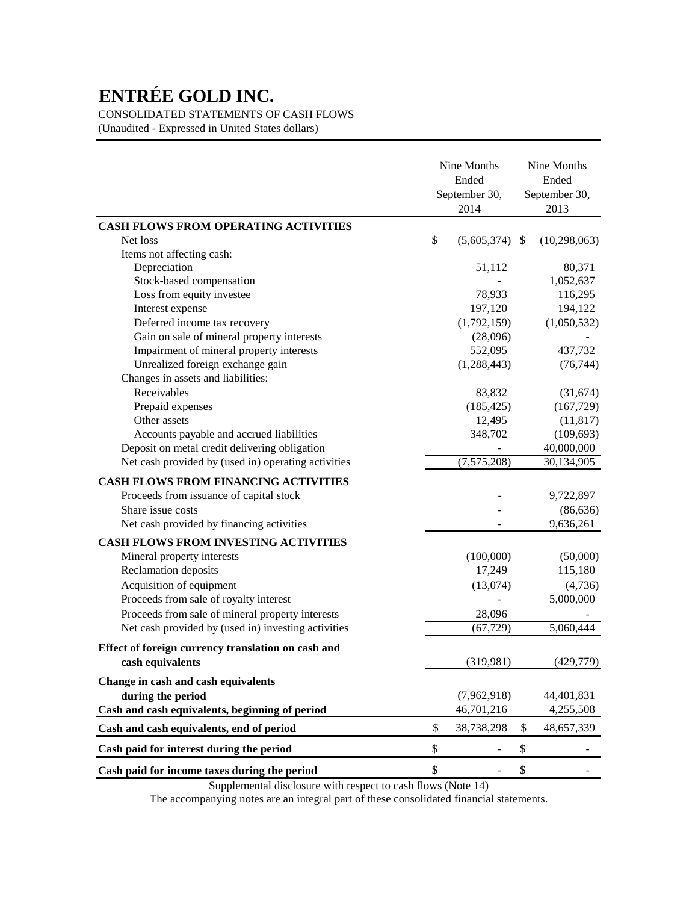# ENTRÉE GOLD INC.

CONSOLIDATED STATEMENTS OF CASH FLOWS

(Unaudited - Expressed in United States dollars)

| | Nine Months Ended September 30, 2014 | Nine Months Ended September 30, 2013 |
|---|---|---|
| **CASH FLOWS FROM OPERATING ACTIVITIES** | | |
| Net loss | $ (5,605,374) | $ (10,298,063) |
| Items not affecting cash: | | |
| Depreciation | 51,112 | 80,371 |
| Stock-based compensation | - | 1,052,637 |
| Loss from equity investee | 78,933 | 116,295 |
| Interest expense | 197,120 | 194,122 |
| Deferred income tax recovery | (1,792,159) | (1,050,532) |
| Gain on sale of mineral property interests | (28,096) | - |
| Impairment of mineral property interests | 552,095 | 437,732 |
| Unrealized foreign exchange gain | (1,288,443) | (76,744) |
| Changes in assets and liabilities: | | |
| Receivables | 83,832 | (31,674) |
| Prepaid expenses | (185,425) | (167,729) |
| Other assets | 12,495 | (11,817) |
| Accounts payable and accrued liabilities | 348,702 | (109,693) |
| Deposit on metal credit delivering obligation | - | 40,000,000 |
| Net cash provided by (used in) operating activities | (7,575,208) | 30,134,905 |
| **CASH FLOWS FROM FINANCING ACTIVITIES** | | |
| Proceeds from issuance of capital stock | - | 9,722,897 |
| Share issue costs | - | (86,636) |
| Net cash provided by financing activities | - | 9,636,261 |
| **CASH FLOWS FROM INVESTING ACTIVITIES** | | |
| Mineral property interests | (100,000) | (50,000) |
| Reclamation deposits | 17,249 | 115,180 |
| Acquisition of equipment | (13,074) | (4,736) |
| Proceeds from sale of royalty interest | - | 5,000,000 |
| Proceeds from sale of mineral property interests | 28,096 | - |
| Net cash provided by (used in) investing activities | (67,729) | 5,060,444 |
| **Effect of foreign currency translation on cash and cash equivalents** | (319,981) | (429,779) |
| **Change in cash and cash equivalents during the period** | (7,962,918) | 44,401,831 |
| **Cash and cash equivalents, beginning of period** | 46,701,216 | 4,255,508 |
| **Cash and cash equivalents, end of period** | $ 38,738,298 | $ 48,657,339 |
| **Cash paid for interest during the period** | $ - | $ - |
| **Cash paid for income taxes during the period** | $ - | $ - |

Supplemental disclosure with respect to cash flows (Note 14)

The accompanying notes are an integral part of these consolidated financial statements.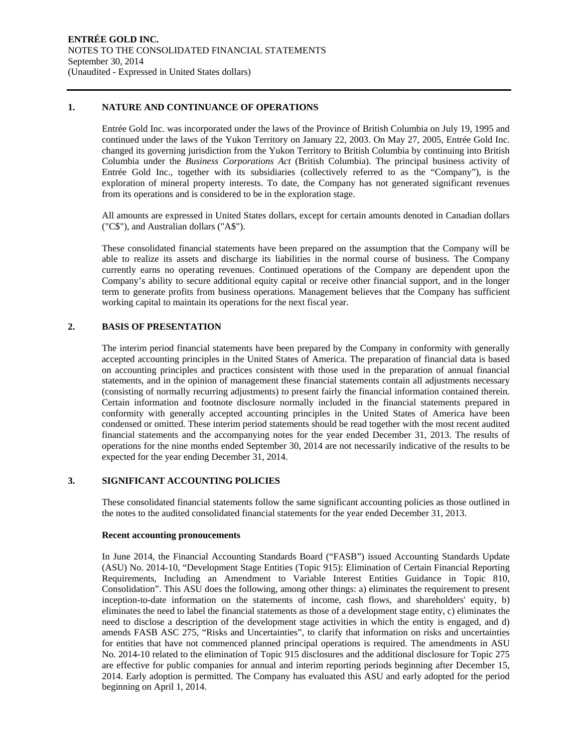# 1. NATURE AND CONTINUANCE OF OPERATIONS

Entrée Gold Inc. was incorporated under the laws of the Province of British Columbia on July 19, 1995 and continued under the laws of the Yukon Territory on January 22, 2003. On May 27, 2005, Entrée Gold Inc. changed its governing jurisdiction from the Yukon Territory to British Columbia by continuing into British Columbia under the *Business Corporations Act* (British Columbia). The principal business activity of Entrée Gold Inc., together with its subsidiaries (collectively referred to as the "Company"), is the exploration of mineral property interests. To date, the Company has not generated significant revenues from its operations and is considered to be in the exploration stage.

All amounts are expressed in United States dollars, except for certain amounts denoted in Canadian dollars ("C$"), and Australian dollars ("A$").

These consolidated financial statements have been prepared on the assumption that the Company will be able to realize its assets and discharge its liabilities in the normal course of business. The Company currently earns no operating revenues. Continued operations of the Company are dependent upon the Company's ability to secure additional equity capital or receive other financial support, and in the longer term to generate profits from business operations. Management believes that the Company has sufficient working capital to maintain its operations for the next fiscal year.

# 2. BASIS OF PRESENTATION

The interim period financial statements have been prepared by the Company in conformity with generally accepted accounting principles in the United States of America. The preparation of financial data is based on accounting principles and practices consistent with those used in the preparation of annual financial statements, and in the opinion of management these financial statements contain all adjustments necessary (consisting of normally recurring adjustments) to present fairly the financial information contained therein. Certain information and footnote disclosure normally included in the financial statements prepared in conformity with generally accepted accounting principles in the United States of America have been condensed or omitted. These interim period statements should be read together with the most recent audited financial statements and the accompanying notes for the year ended December 31, 2013. The results of operations for the nine months ended September 30, 2014 are not necessarily indicative of the results to be expected for the year ending December 31, 2014.

# 3. SIGNIFICANT ACCOUNTING POLICIES

These consolidated financial statements follow the same significant accounting policies as those outlined in the notes to the audited consolidated financial statements for the year ended December 31, 2013.

**Recent accounting pronouncements**

In June 2014, the Financial Accounting Standards Board ("FASB") issued Accounting Standards Update (ASU) No. 2014-10, "Development Stage Entities (Topic 915): Elimination of Certain Financial Reporting Requirements, Including an Amendment to Variable Interest Entities Guidance in Topic 810, Consolidation". This ASU does the following, among other things: a) eliminates the requirement to present inception-to-date information on the statements of income, cash flows, and shareholders' equity, b) eliminates the need to label the financial statements as those of a development stage entity, c) eliminates the need to disclose a description of the development stage activities in which the entity is engaged, and d) amends FASB ASC 275, "Risks and Uncertainties", to clarify that information on risks and uncertainties for entities that have not commenced planned principal operations is required. The amendments in ASU No. 2014-10 related to the elimination of Topic 915 disclosures and the additional disclosure for Topic 275 are effective for public companies for annual and interim reporting periods beginning after December 15, 2014. Early adoption is permitted. The Company has evaluated this ASU and early adopted for the period beginning on April 1, 2014.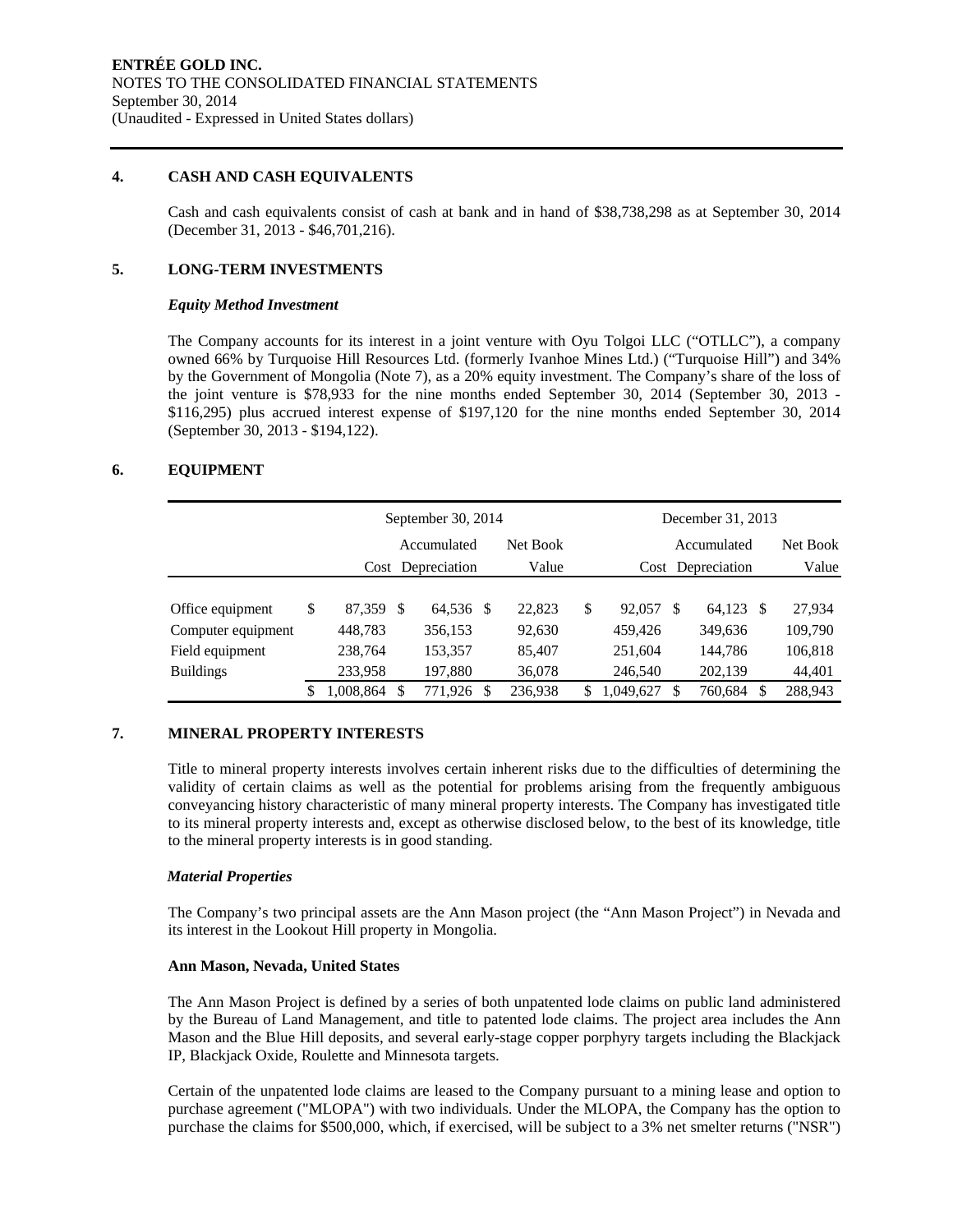## 4. CASH AND CASH EQUIVALENTS

Cash and cash equivalents consist of cash at bank and in hand of $38,738,298 as at September 30, 2014 (December 31, 2013 - $46,701,216).

## 5. LONG-TERM INVESTMENTS

### *Equity Method Investment*

The Company accounts for its interest in a joint venture with Oyu Tolgoi LLC ("OTLLC"), a company owned 66% by Turquoise Hill Resources Ltd. (formerly Ivanhoe Mines Ltd.) ("Turquoise Hill") and 34% by the Government of Mongolia (Note 7), as a 20% equity investment. The Company's share of the loss of the joint venture is $78,933 for the nine months ended September 30, 2014 (September 30, 2013 - $116,295) plus accrued interest expense of $197,120 for the nine months ended September 30, 2014 (September 30, 2013 - $194,122).

## 6. EQUIPMENT

| | September 30, 2014 | | | December 31, 2013 | | |
|---|---|---|---|---|---|---|
| | Cost | Accumulated Depreciation | Net Book Value | Cost | Accumulated Depreciation | Net Book Value |
| Office equipment | $ 87,359 | $ 64,536 | $ 22,823 | $ 92,057 | $ 64,123 | $ 27,934 |
| Computer equipment | 448,783 | 356,153 | 92,630 | 459,426 | 349,636 | 109,790 |
| Field equipment | 238,764 | 153,357 | 85,407 | 251,604 | 144,786 | 106,818 |
| Buildings | 233,958 | 197,880 | 36,078 | 246,540 | 202,139 | 44,401 |
| | $ 1,008,864 | $ 771,926 | $ 236,938 | $ 1,049,627 | $ 760,684 | $ 288,943 |

## 7. MINERAL PROPERTY INTERESTS

Title to mineral property interests involves certain inherent risks due to the difficulties of determining the validity of certain claims as well as the potential for problems arising from the frequently ambiguous conveyancing history characteristic of many mineral property interests. The Company has investigated title to its mineral property interests and, except as otherwise disclosed below, to the best of its knowledge, title to the mineral property interests is in good standing.

### *Material Properties*

The Company's two principal assets are the Ann Mason project (the "Ann Mason Project") in Nevada and its interest in the Lookout Hill property in Mongolia.

**Ann Mason, Nevada, United States**

The Ann Mason Project is defined by a series of both unpatented lode claims on public land administered by the Bureau of Land Management, and title to patented lode claims. The project area includes the Ann Mason and the Blue Hill deposits, and several early-stage copper porphyry targets including the Blackjack IP, Blackjack Oxide, Roulette and Minnesota targets.

Certain of the unpatented lode claims are leased to the Company pursuant to a mining lease and option to purchase agreement ("MLOPA") with two individuals. Under the MLOPA, the Company has the option to purchase the claims for $500,000, which, if exercised, will be subject to a 3% net smelter returns ("NSR")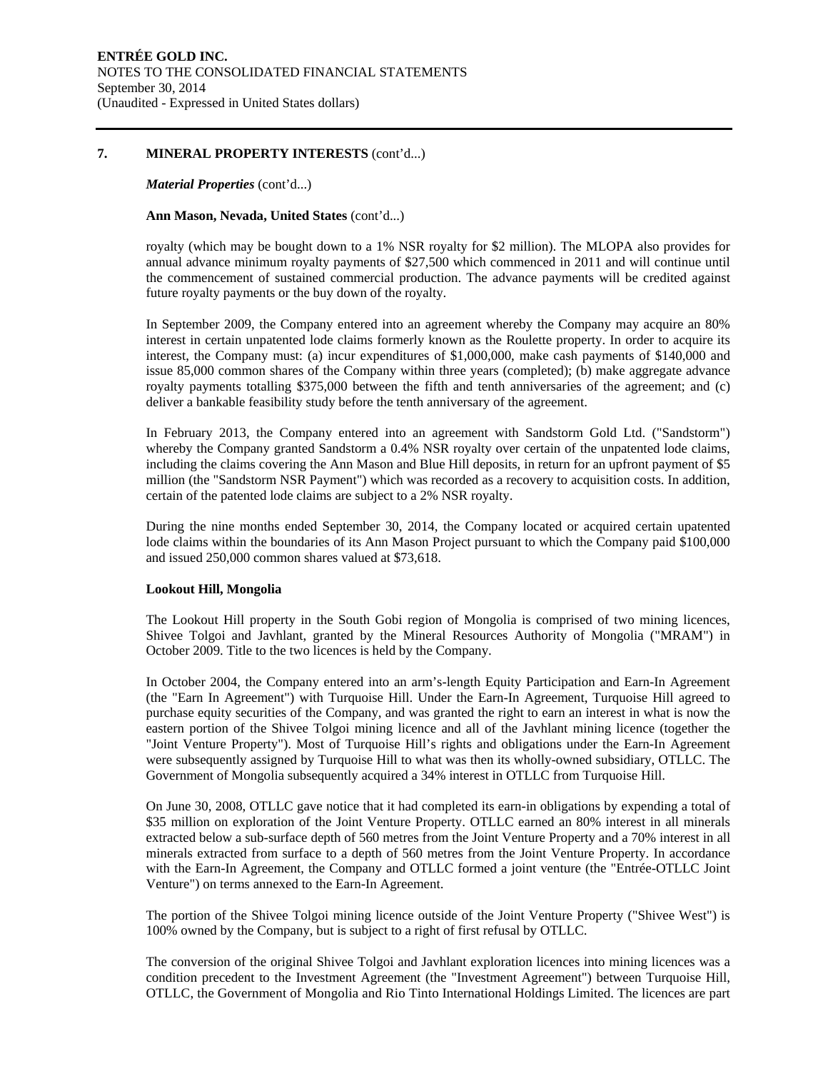## 7. MINERAL PROPERTY INTERESTS (cont'd...)

***Material Properties*** (cont'd...)

**Ann Mason, Nevada, United States** (cont'd...)

royalty (which may be bought down to a 1% NSR royalty for $2 million). The MLOPA also provides for annual advance minimum royalty payments of $27,500 which commenced in 2011 and will continue until the commencement of sustained commercial production. The advance payments will be credited against future royalty payments or the buy down of the royalty.

In September 2009, the Company entered into an agreement whereby the Company may acquire an 80% interest in certain unpatented lode claims formerly known as the Roulette property. In order to acquire its interest, the Company must: (a) incur expenditures of $1,000,000, make cash payments of $140,000 and issue 85,000 common shares of the Company within three years (completed); (b) make aggregate advance royalty payments totalling $375,000 between the fifth and tenth anniversaries of the agreement; and (c) deliver a bankable feasibility study before the tenth anniversary of the agreement.

In February 2013, the Company entered into an agreement with Sandstorm Gold Ltd. ("Sandstorm") whereby the Company granted Sandstorm a 0.4% NSR royalty over certain of the unpatented lode claims, including the claims covering the Ann Mason and Blue Hill deposits, in return for an upfront payment of $5 million (the "Sandstorm NSR Payment") which was recorded as a recovery to acquisition costs. In addition, certain of the patented lode claims are subject to a 2% NSR royalty.

During the nine months ended September 30, 2014, the Company located or acquired certain upatented lode claims within the boundaries of its Ann Mason Project pursuant to which the Company paid $100,000 and issued 250,000 common shares valued at $73,618.

**Lookout Hill, Mongolia**

The Lookout Hill property in the South Gobi region of Mongolia is comprised of two mining licences, Shivee Tolgoi and Javhlant, granted by the Mineral Resources Authority of Mongolia ("MRAM") in October 2009. Title to the two licences is held by the Company.

In October 2004, the Company entered into an arm's-length Equity Participation and Earn-In Agreement (the "Earn In Agreement") with Turquoise Hill. Under the Earn-In Agreement, Turquoise Hill agreed to purchase equity securities of the Company, and was granted the right to earn an interest in what is now the eastern portion of the Shivee Tolgoi mining licence and all of the Javhlant mining licence (together the "Joint Venture Property"). Most of Turquoise Hill's rights and obligations under the Earn-In Agreement were subsequently assigned by Turquoise Hill to what was then its wholly-owned subsidiary, OTLLC. The Government of Mongolia subsequently acquired a 34% interest in OTLLC from Turquoise Hill.

On June 30, 2008, OTLLC gave notice that it had completed its earn-in obligations by expending a total of $35 million on exploration of the Joint Venture Property. OTLLC earned an 80% interest in all minerals extracted below a sub-surface depth of 560 metres from the Joint Venture Property and a 70% interest in all minerals extracted from surface to a depth of 560 metres from the Joint Venture Property. In accordance with the Earn-In Agreement, the Company and OTLLC formed a joint venture (the "Entrée-OTLLC Joint Venture") on terms annexed to the Earn-In Agreement.

The portion of the Shivee Tolgoi mining licence outside of the Joint Venture Property ("Shivee West") is 100% owned by the Company, but is subject to a right of first refusal by OTLLC.

The conversion of the original Shivee Tolgoi and Javhlant exploration licences into mining licences was a condition precedent to the Investment Agreement (the "Investment Agreement") between Turquoise Hill, OTLLC, the Government of Mongolia and Rio Tinto International Holdings Limited. The licences are part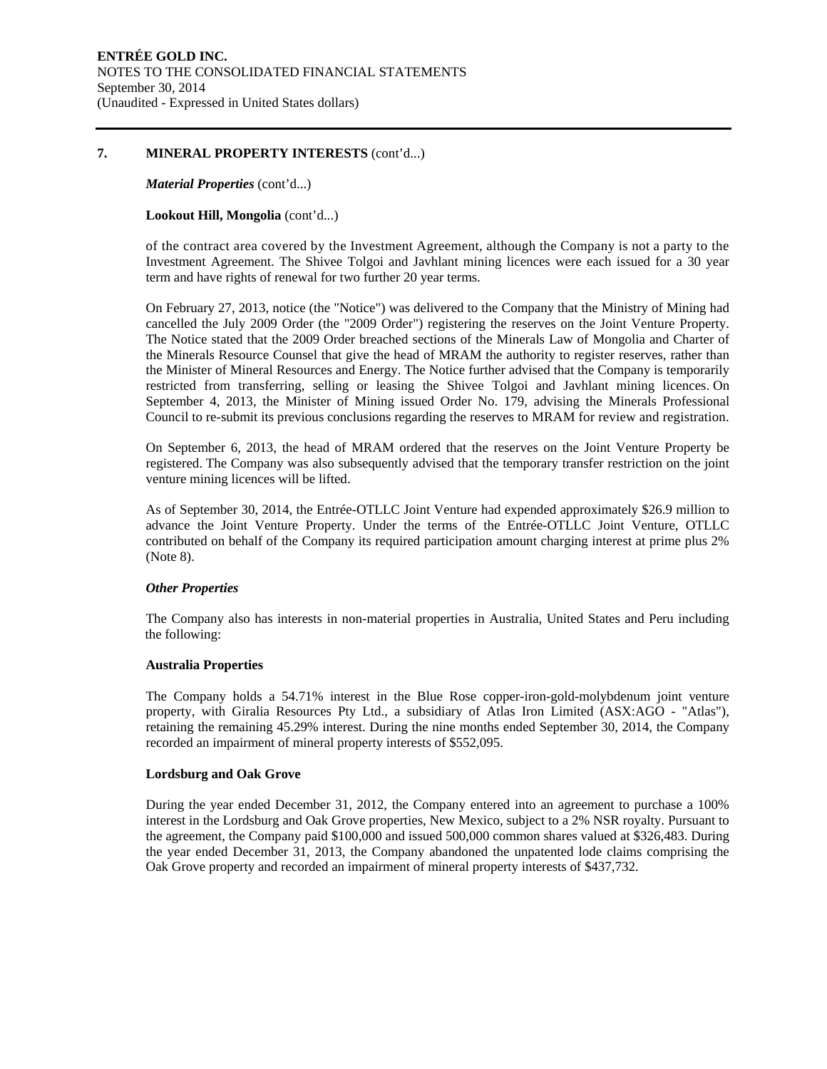## 7. MINERAL PROPERTY INTERESTS (cont'd...)

*Material Properties* (cont'd...)

**Lookout Hill, Mongolia** (cont'd...)

of the contract area covered by the Investment Agreement, although the Company is not a party to the Investment Agreement. The Shivee Tolgoi and Javhlant mining licences were each issued for a 30 year term and have rights of renewal for two further 20 year terms.

On February 27, 2013, notice (the "Notice") was delivered to the Company that the Ministry of Mining had cancelled the July 2009 Order (the "2009 Order") registering the reserves on the Joint Venture Property. The Notice stated that the 2009 Order breached sections of the Minerals Law of Mongolia and Charter of the Minerals Resource Counsel that give the head of MRAM the authority to register reserves, rather than the Minister of Mineral Resources and Energy. The Notice further advised that the Company is temporarily restricted from transferring, selling or leasing the Shivee Tolgoi and Javhlant mining licences. On September 4, 2013, the Minister of Mining issued Order No. 179, advising the Minerals Professional Council to re-submit its previous conclusions regarding the reserves to MRAM for review and registration.

On September 6, 2013, the head of MRAM ordered that the reserves on the Joint Venture Property be registered. The Company was also subsequently advised that the temporary transfer restriction on the joint venture mining licences will be lifted.

As of September 30, 2014, the Entrée-OTLLC Joint Venture had expended approximately $26.9 million to advance the Joint Venture Property. Under the terms of the Entrée-OTLLC Joint Venture, OTLLC contributed on behalf of the Company its required participation amount charging interest at prime plus 2% (Note 8).

*Other Properties*

The Company also has interests in non-material properties in Australia, United States and Peru including the following:

**Australia Properties**

The Company holds a 54.71% interest in the Blue Rose copper-iron-gold-molybdenum joint venture property, with Giralia Resources Pty Ltd., a subsidiary of Atlas Iron Limited (ASX:AGO - "Atlas"), retaining the remaining 45.29% interest. During the nine months ended September 30, 2014, the Company recorded an impairment of mineral property interests of $552,095.

**Lordsburg and Oak Grove**

During the year ended December 31, 2012, the Company entered into an agreement to purchase a 100% interest in the Lordsburg and Oak Grove properties, New Mexico, subject to a 2% NSR royalty. Pursuant to the agreement, the Company paid $100,000 and issued 500,000 common shares valued at $326,483. During the year ended December 31, 2013, the Company abandoned the unpatented lode claims comprising the Oak Grove property and recorded an impairment of mineral property interests of $437,732.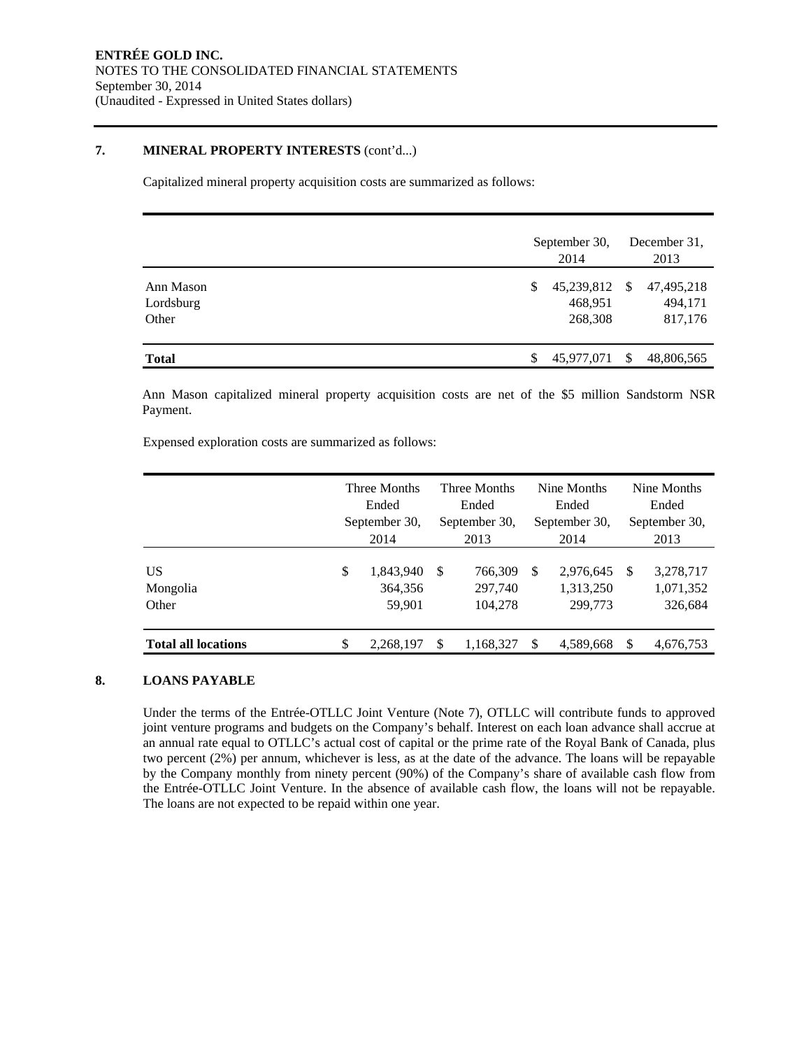## 7. MINERAL PROPERTY INTERESTS (cont'd...)

Capitalized mineral property acquisition costs are summarized as follows:

| | September 30, 2014 | December 31, 2013 |
|---|---|---|
| Ann Mason | $ 45,239,812 | $ 47,495,218 |
| Lordsburg | 468,951 | 494,171 |
| Other | 268,308 | 817,176 |
| **Total** | $ 45,977,071 | $ 48,806,565 |

Ann Mason capitalized mineral property acquisition costs are net of the $5 million Sandstorm NSR Payment.

Expensed exploration costs are summarized as follows:

| | Three Months Ended September 30, 2014 | Three Months Ended September 30, 2013 | Nine Months Ended September 30, 2014 | Nine Months Ended September 30, 2013 |
|---|---|---|---|---|
| US | $ 1,843,940 | $ 766,309 | $ 2,976,645 | $ 3,278,717 |
| Mongolia | 364,356 | 297,740 | 1,313,250 | 1,071,352 |
| Other | 59,901 | 104,278 | 299,773 | 326,684 |
| **Total all locations** | $ 2,268,197 | $ 1,168,327 | $ 4,589,668 | $ 4,676,753 |

## 8. LOANS PAYABLE

Under the terms of the Entrée-OTLLC Joint Venture (Note 7), OTLLC will contribute funds to approved joint venture programs and budgets on the Company's behalf. Interest on each loan advance shall accrue at an annual rate equal to OTLLC's actual cost of capital or the prime rate of the Royal Bank of Canada, plus two percent (2%) per annum, whichever is less, as at the date of the advance. The loans will be repayable by the Company monthly from ninety percent (90%) of the Company's share of available cash flow from the Entrée-OTLLC Joint Venture. In the absence of available cash flow, the loans will not be repayable. The loans are not expected to be repaid within one year.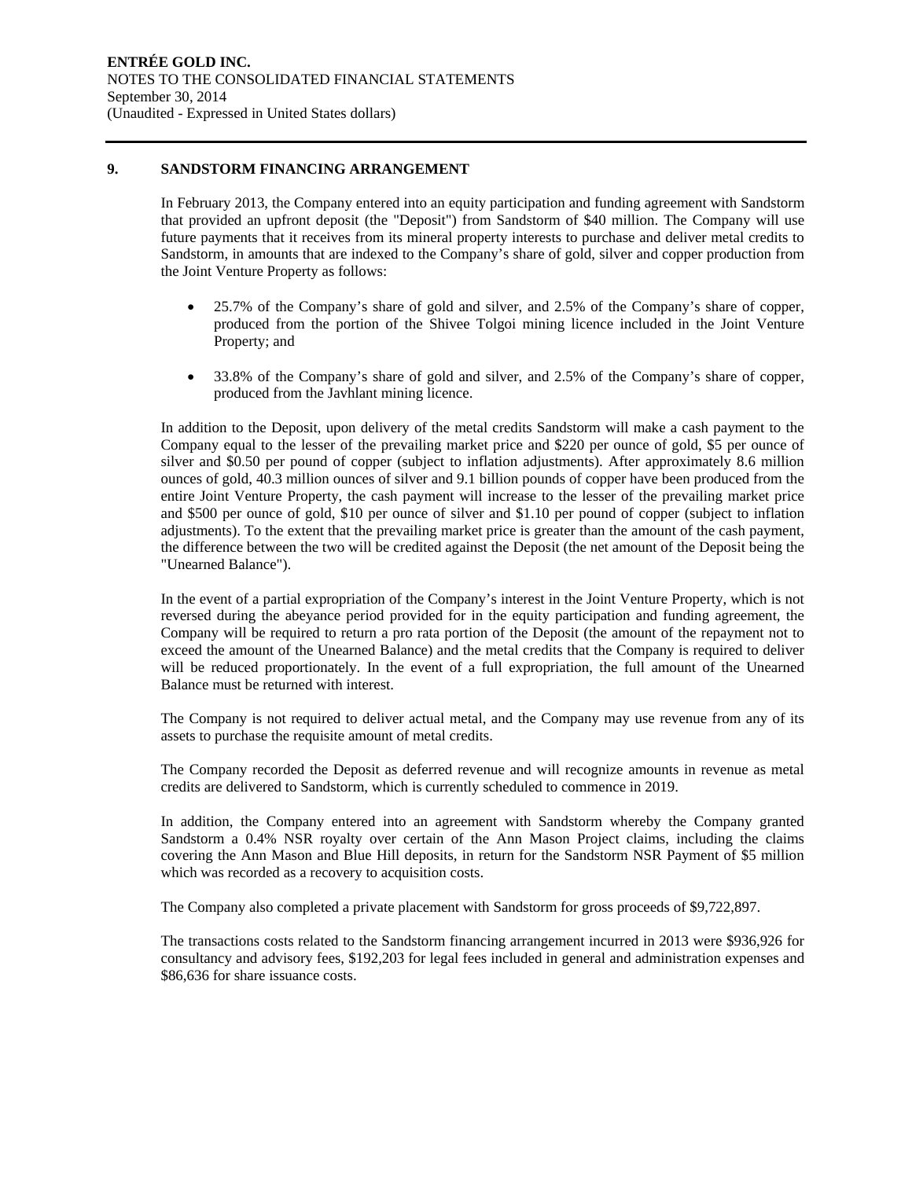## 9. SANDSTORM FINANCING ARRANGEMENT

In February 2013, the Company entered into an equity participation and funding agreement with Sandstorm that provided an upfront deposit (the "Deposit") from Sandstorm of $40 million. The Company will use future payments that it receives from its mineral property interests to purchase and deliver metal credits to Sandstorm, in amounts that are indexed to the Company's share of gold, silver and copper production from the Joint Venture Property as follows:

- 25.7% of the Company's share of gold and silver, and 2.5% of the Company's share of copper, produced from the portion of the Shivee Tolgoi mining licence included in the Joint Venture Property; and
- 33.8% of the Company's share of gold and silver, and 2.5% of the Company's share of copper, produced from the Javhlant mining licence.

In addition to the Deposit, upon delivery of the metal credits Sandstorm will make a cash payment to the Company equal to the lesser of the prevailing market price and $220 per ounce of gold, $5 per ounce of silver and $0.50 per pound of copper (subject to inflation adjustments). After approximately 8.6 million ounces of gold, 40.3 million ounces of silver and 9.1 billion pounds of copper have been produced from the entire Joint Venture Property, the cash payment will increase to the lesser of the prevailing market price and $500 per ounce of gold, $10 per ounce of silver and $1.10 per pound of copper (subject to inflation adjustments). To the extent that the prevailing market price is greater than the amount of the cash payment, the difference between the two will be credited against the Deposit (the net amount of the Deposit being the "Unearned Balance").

In the event of a partial expropriation of the Company's interest in the Joint Venture Property, which is not reversed during the abeyance period provided for in the equity participation and funding agreement, the Company will be required to return a pro rata portion of the Deposit (the amount of the repayment not to exceed the amount of the Unearned Balance) and the metal credits that the Company is required to deliver will be reduced proportionately. In the event of a full expropriation, the full amount of the Unearned Balance must be returned with interest.

The Company is not required to deliver actual metal, and the Company may use revenue from any of its assets to purchase the requisite amount of metal credits.

The Company recorded the Deposit as deferred revenue and will recognize amounts in revenue as metal credits are delivered to Sandstorm, which is currently scheduled to commence in 2019.

In addition, the Company entered into an agreement with Sandstorm whereby the Company granted Sandstorm a 0.4% NSR royalty over certain of the Ann Mason Project claims, including the claims covering the Ann Mason and Blue Hill deposits, in return for the Sandstorm NSR Payment of $5 million which was recorded as a recovery to acquisition costs.

The Company also completed a private placement with Sandstorm for gross proceeds of $9,722,897.

The transactions costs related to the Sandstorm financing arrangement incurred in 2013 were $936,926 for consultancy and advisory fees, $192,203 for legal fees included in general and administration expenses and $86,636 for share issuance costs.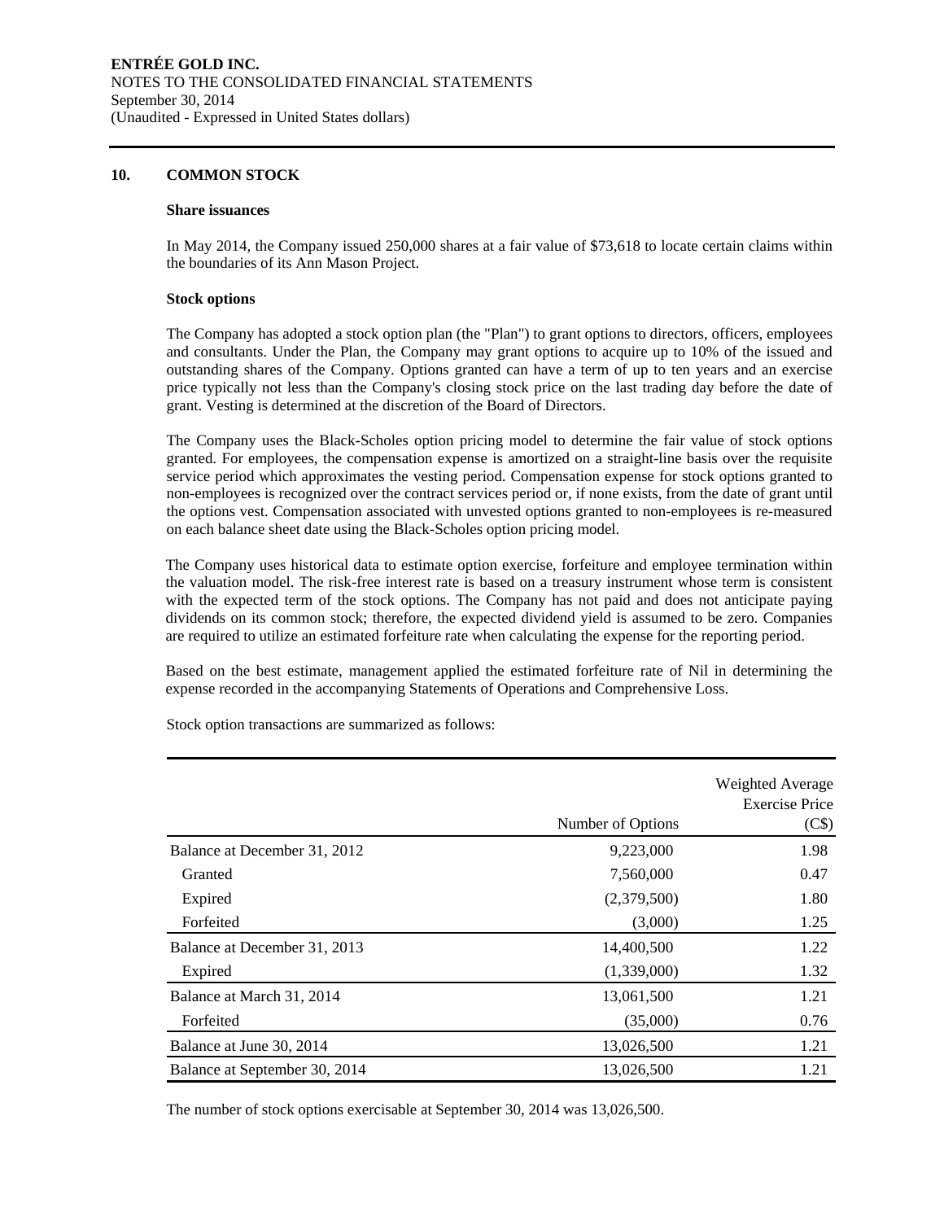## 10. COMMON STOCK

### Share issuances

In May 2014, the Company issued 250,000 shares at a fair value of $73,618 to locate certain claims within the boundaries of its Ann Mason Project.

### Stock options

The Company has adopted a stock option plan (the "Plan") to grant options to directors, officers, employees and consultants. Under the Plan, the Company may grant options to acquire up to 10% of the issued and outstanding shares of the Company. Options granted can have a term of up to ten years and an exercise price typically not less than the Company's closing stock price on the last trading day before the date of grant. Vesting is determined at the discretion of the Board of Directors.

The Company uses the Black-Scholes option pricing model to determine the fair value of stock options granted. For employees, the compensation expense is amortized on a straight-line basis over the requisite service period which approximates the vesting period. Compensation expense for stock options granted to non-employees is recognized over the contract services period or, if none exists, from the date of grant until the options vest. Compensation associated with unvested options granted to non-employees is re-measured on each balance sheet date using the Black-Scholes option pricing model.

The Company uses historical data to estimate option exercise, forfeiture and employee termination within the valuation model. The risk-free interest rate is based on a treasury instrument whose term is consistent with the expected term of the stock options. The Company has not paid and does not anticipate paying dividends on its common stock; therefore, the expected dividend yield is assumed to be zero. Companies are required to utilize an estimated forfeiture rate when calculating the expense for the reporting period.

Based on the best estimate, management applied the estimated forfeiture rate of Nil in determining the expense recorded in the accompanying Statements of Operations and Comprehensive Loss.

Stock option transactions are summarized as follows:

| | Number of Options | Weighted Average Exercise Price (C$) |
|---|---|---|
| Balance at December 31, 2012 | 9,223,000 | 1.98 |
| Granted | 7,560,000 | 0.47 |
| Expired | (2,379,500) | 1.80 |
| Forfeited | (3,000) | 1.25 |
| Balance at December 31, 2013 | 14,400,500 | 1.22 |
| Expired | (1,339,000) | 1.32 |
| Balance at March 31, 2014 | 13,061,500 | 1.21 |
| Forfeited | (35,000) | 0.76 |
| Balance at June 30, 2014 | 13,026,500 | 1.21 |
| Balance at September 30, 2014 | 13,026,500 | 1.21 |

The number of stock options exercisable at September 30, 2014 was 13,026,500.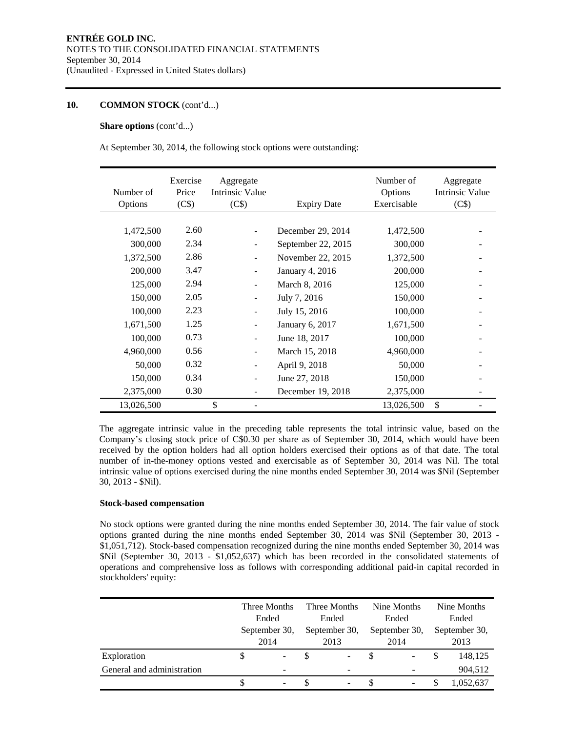ENTRÉE GOLD INC.
NOTES TO THE CONSOLIDATED FINANCIAL STATEMENTS
September 30, 2014
(Unaudited - Expressed in United States dollars)

## 10. COMMON STOCK (cont'd...)

**Share options** (cont'd...)

At September 30, 2014, the following stock options were outstanding:

| Number of Options | Exercise Price (C$) | Aggregate Intrinsic Value (C$) | Expiry Date | Number of Options Exercisable | Aggregate Intrinsic Value (C$) |
|---|---|---|---|---|---|
| 1,472,500 | 2.60 | - | December 29, 2014 | 1,472,500 | - |
| 300,000 | 2.34 | - | September 22, 2015 | 300,000 | - |
| 1,372,500 | 2.86 | - | November 22, 2015 | 1,372,500 | - |
| 200,000 | 3.47 | - | January 4, 2016 | 200,000 | - |
| 125,000 | 2.94 | - | March 8, 2016 | 125,000 | - |
| 150,000 | 2.05 | - | July 7, 2016 | 150,000 | - |
| 100,000 | 2.23 | - | July 15, 2016 | 100,000 | - |
| 1,671,500 | 1.25 | - | January 6, 2017 | 1,671,500 | - |
| 100,000 | 0.73 | - | June 18, 2017 | 100,000 | - |
| 4,960,000 | 0.56 | - | March 15, 2018 | 4,960,000 | - |
| 50,000 | 0.32 | - | April 9, 2018 | 50,000 | - |
| 150,000 | 0.34 | - | June 27, 2018 | 150,000 | - |
| 2,375,000 | 0.30 | - | December 19, 2018 | 2,375,000 | - |
| 13,026,500 | | $ - | | 13,026,500 | $ - |

The aggregate intrinsic value in the preceding table represents the total intrinsic value, based on the Company's closing stock price of C$0.30 per share as of September 30, 2014, which would have been received by the option holders had all option holders exercised their options as of that date. The total number of in-the-money options vested and exercisable as of September 30, 2014 was Nil. The total intrinsic value of options exercised during the nine months ended September 30, 2014 was $Nil (September 30, 2013 - $Nil).

**Stock-based compensation**

No stock options were granted during the nine months ended September 30, 2014. The fair value of stock options granted during the nine months ended September 30, 2014 was $Nil (September 30, 2013 - $1,051,712). Stock-based compensation recognized during the nine months ended September 30, 2014 was $Nil (September 30, 2013 - $1,052,637) which has been recorded in the consolidated statements of operations and comprehensive loss as follows with corresponding additional paid-in capital recorded in stockholders' equity:

| | Three Months Ended September 30, 2014 | Three Months Ended September 30, 2013 | Nine Months Ended September 30, 2014 | Nine Months Ended September 30, 2013 |
|---|---|---|---|---|
| Exploration | $ - | $ - | $ - | $ 148,125 |
| General and administration | - | - | - | 904,512 |
| | $ - | $ - | $ - | $ 1,052,637 |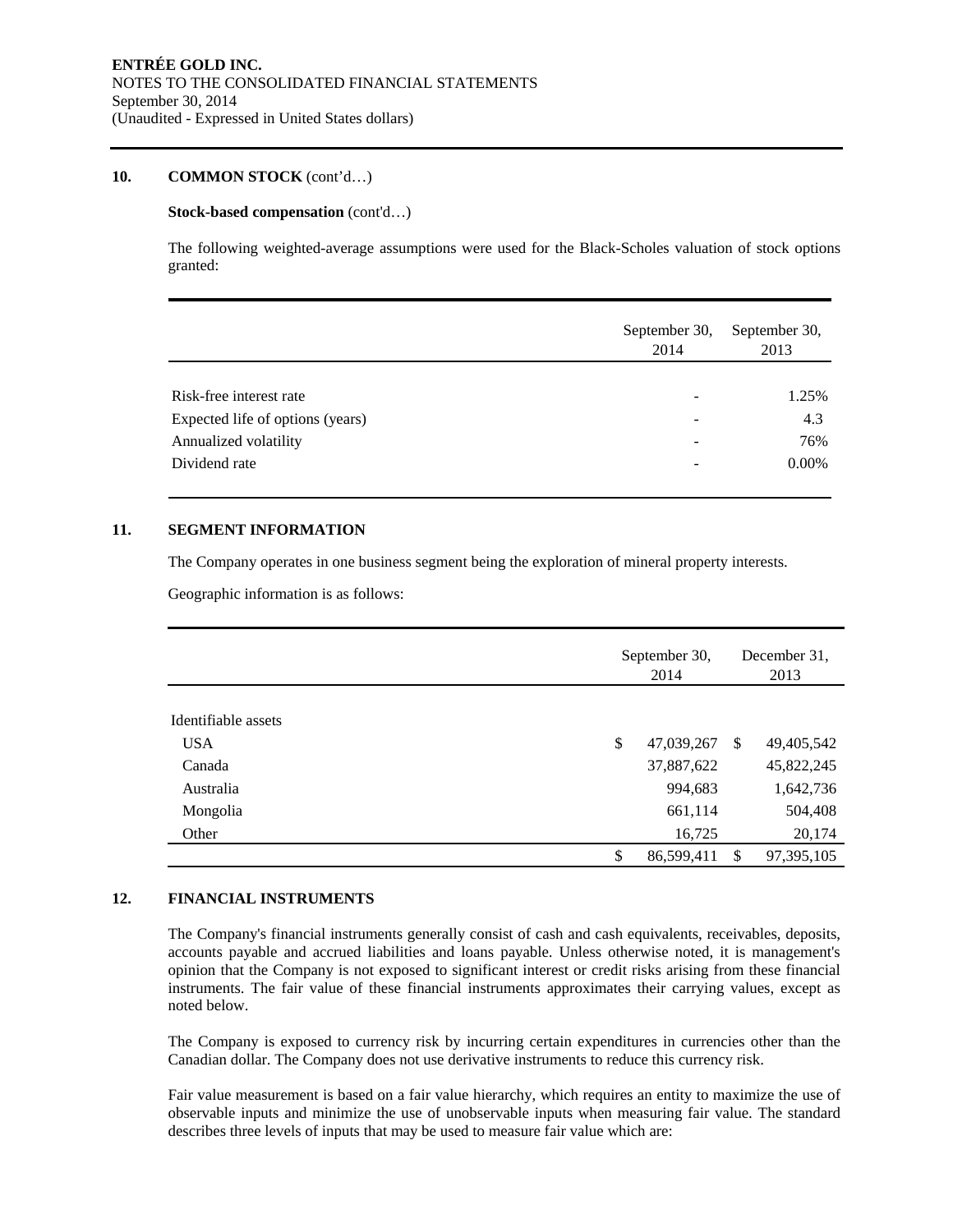## 10. COMMON STOCK (cont'd…)

**Stock-based compensation** (cont'd…)

The following weighted-average assumptions were used for the Black-Scholes valuation of stock options granted:

| | September 30, 2014 | September 30, 2013 |
|---|---|---|
| Risk-free interest rate | - | 1.25% |
| Expected life of options (years) | - | 4.3 |
| Annualized volatility | - | 76% |
| Dividend rate | - | 0.00% |

## 11. SEGMENT INFORMATION

The Company operates in one business segment being the exploration of mineral property interests.

Geographic information is as follows:

| | September 30, 2014 | December 31, 2013 |
|---|---|---|
| Identifiable assets | | |
| USA | $ 47,039,267 | $ 49,405,542 |
| Canada | 37,887,622 | 45,822,245 |
| Australia | 994,683 | 1,642,736 |
| Mongolia | 661,114 | 504,408 |
| Other | 16,725 | 20,174 |
| | $ 86,599,411 | $ 97,395,105 |

## 12. FINANCIAL INSTRUMENTS

The Company's financial instruments generally consist of cash and cash equivalents, receivables, deposits, accounts payable and accrued liabilities and loans payable. Unless otherwise noted, it is management's opinion that the Company is not exposed to significant interest or credit risks arising from these financial instruments. The fair value of these financial instruments approximates their carrying values, except as noted below.

The Company is exposed to currency risk by incurring certain expenditures in currencies other than the Canadian dollar. The Company does not use derivative instruments to reduce this currency risk.

Fair value measurement is based on a fair value hierarchy, which requires an entity to maximize the use of observable inputs and minimize the use of unobservable inputs when measuring fair value. The standard describes three levels of inputs that may be used to measure fair value which are: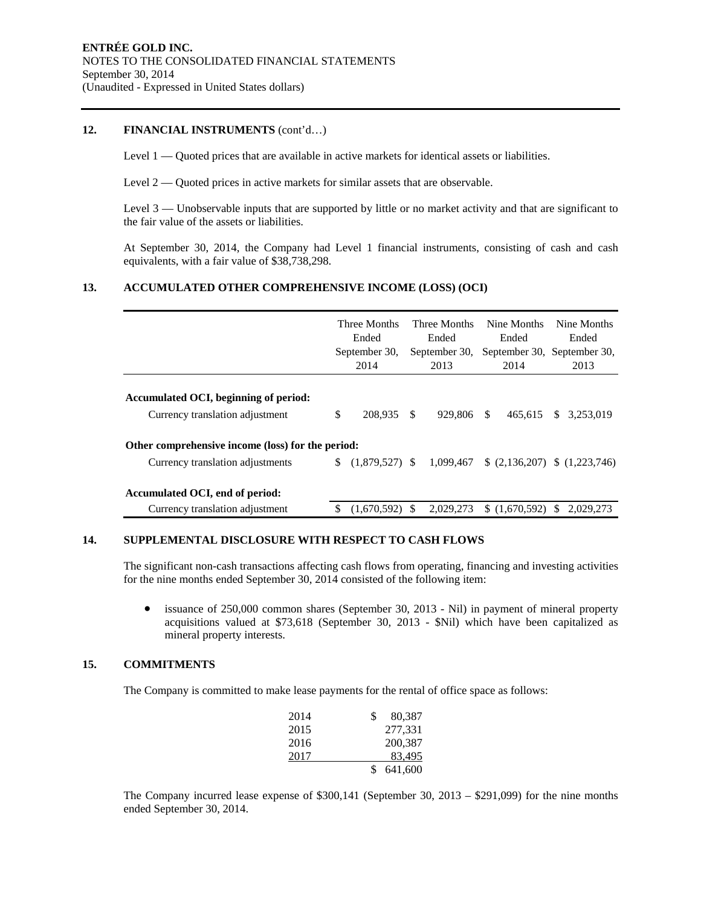## 12. FINANCIAL INSTRUMENTS (cont'd…)

Level 1 — Quoted prices that are available in active markets for identical assets or liabilities.

Level 2 — Quoted prices in active markets for similar assets that are observable.

Level 3 — Unobservable inputs that are supported by little or no market activity and that are significant to the fair value of the assets or liabilities.

At September 30, 2014, the Company had Level 1 financial instruments, consisting of cash and cash equivalents, with a fair value of $38,738,298.

## 13. ACCUMULATED OTHER COMPREHENSIVE INCOME (LOSS) (OCI)

| | Three Months Ended September 30, 2014 | Three Months Ended September 30, 2013 | Nine Months Ended September 30, 2014 | Nine Months Ended September 30, 2013 |
|---|---|---|---|---|
| **Accumulated OCI, beginning of period:** | | | | |
| Currency translation adjustment | $ 208,935 | $ 929,806 | $ 465,615 | $ 3,253,019 |
| **Other comprehensive income (loss) for the period:** | | | | |
| Currency translation adjustments | $ (1,879,527) | $ 1,099,467 | $ (2,136,207) | $ (1,223,746) |
| **Accumulated OCI, end of period:** | | | | |
| Currency translation adjustment | $ (1,670,592) | $ 2,029,273 | $ (1,670,592) | $ 2,029,273 |

## 14. SUPPLEMENTAL DISCLOSURE WITH RESPECT TO CASH FLOWS

The significant non-cash transactions affecting cash flows from operating, financing and investing activities for the nine months ended September 30, 2014 consisted of the following item:

- issuance of 250,000 common shares (September 30, 2013 - Nil) in payment of mineral property acquisitions valued at $73,618 (September 30, 2013 - $Nil) which have been capitalized as mineral property interests.

## 15. COMMITMENTS

The Company is committed to make lease payments for the rental of office space as follows:

| | |
|---|---|
| 2014 | $ 80,387 |
| 2015 | 277,331 |
| 2016 | 200,387 |
| 2017 | 83,495 |
| | $ 641,600 |

The Company incurred lease expense of $300,141 (September 30, 2013 – $291,099) for the nine months ended September 30, 2014.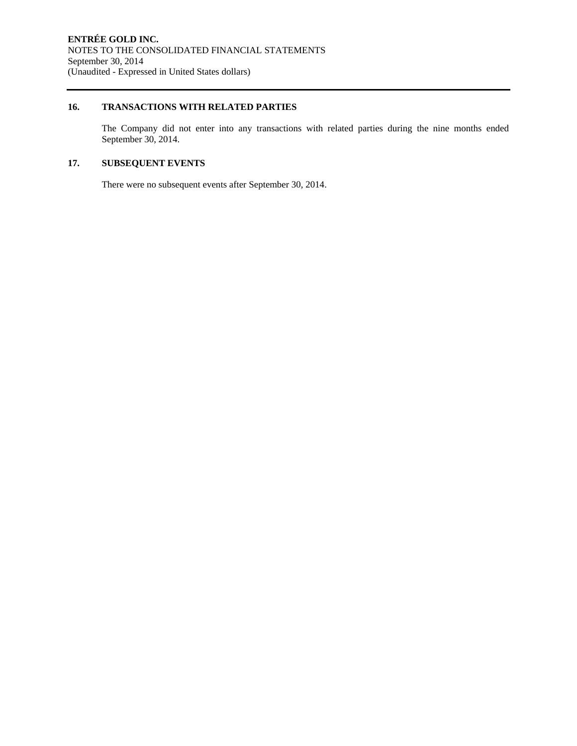## 16. TRANSACTIONS WITH RELATED PARTIES

The Company did not enter into any transactions with related parties during the nine months ended September 30, 2014.

## 17. SUBSEQUENT EVENTS

There were no subsequent events after September 30, 2014.